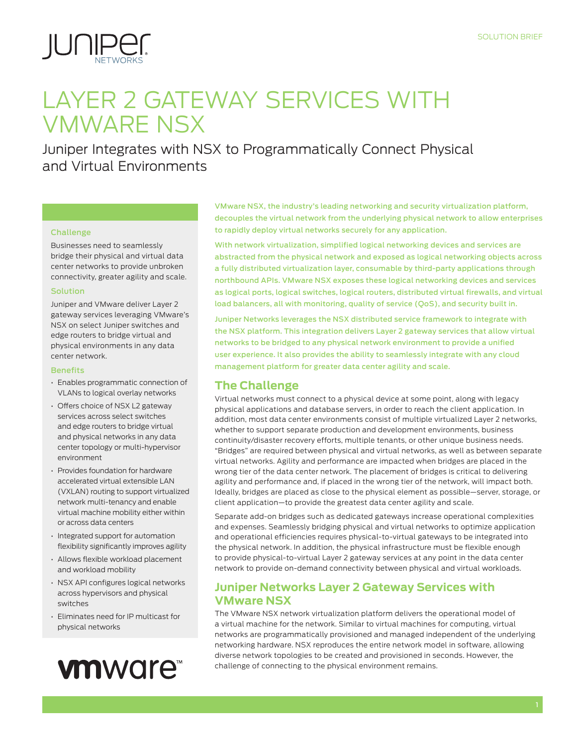# LAYER 2 GATEWAY SERVICES WITH VMWARE NSX

## Juniper Integrates with NSX to Programmatically Connect Physical and Virtual Environments

### Challenge

Businesses need to seamlessly bridge their physical and virtual data center networks to provide unbroken connectivity, greater agility and scale.

### Solution

Juniper and VMware deliver Layer 2 gateway services leveraging VMware's NSX on select Juniper switches and edge routers to bridge virtual and physical environments in any data center network.

### Benefits

- Enables programmatic connection of VLANs to logical overlay networks
- Offers choice of NSX L2 gateway services across select switches and edge routers to bridge virtual and physical networks in any data center topology or multi-hypervisor environment
- Provides foundation for hardware accelerated virtual extensible LAN (VXLAN) routing to support virtualized network multi-tenancy and enable virtual machine mobility either within or across data centers
- Integrated support for automation flexibility significantly improves agility
- Allows flexible workload placement and workload mobility
- NSX API configures logical networks across hypervisors and physical switches
- Eliminates need for IP multicast for physical networks

VMware NSX, the industry's leading networking and security virtualization platform, decouples the virtual network from the underlying physical network to allow enterprises to rapidly deploy virtual networks securely for any application.

With network virtualization, simplified logical networking devices and services are abstracted from the physical network and exposed as logical networking objects across a fully distributed virtualization layer, consumable by third-party applications through northbound APIs. VMware NSX exposes these logical networking devices and services as logical ports, logical switches, logical routers, distributed virtual firewalls, and virtual load balancers, all with monitoring, quality of service (QoS), and security built in.

Juniper Networks leverages the NSX distributed service framework to integrate with the NSX platform. This integration delivers Layer 2 gateway services that allow virtual networks to be bridged to any physical network environment to provide a unified user experience. It also provides the ability to seamlessly integrate with any cloud management platform for greater data center agility and scale.

## The Challenge

Virtual networks must connect to a physical device at some point, along with legacy physical applications and database servers, in order to reach the client application. In addition, most data center environments consist of multiple virtualized Layer 2 networks, whether to support separate production and development environments, business continuity/disaster recovery efforts, multiple tenants, or other unique business needs. "Bridges" are required between physical and virtual networks, as well as between separate virtual networks. Agility and performance are impacted when bridges are placed in the wrong tier of the data center network. The placement of bridges is critical to delivering agility and performance and, if placed in the wrong tier of the network, will impact both. Ideally, bridges are placed as close to the physical element as possible—server, storage, or client application—to provide the greatest data center agility and scale.

Separate add-on bridges such as dedicated gateways increase operational complexities and expenses. Seamlessly bridging physical and virtual networks to optimize application and operational efficiencies requires physical-to-virtual gateways to be integrated into the physical network. In addition, the physical infrastructure must be flexible enough to provide physical-to-virtual Layer 2 gateway services at any point in the data center network to provide on-demand connectivity between physical and virtual workloads.

## Juniper Networks Layer 2 Gateway Services with VMware NSX

The VMware NSX network virtualization platform delivers the operational model of a virtual machine for the network. Similar to virtual machines for computing, virtual networks are programmatically provisioned and managed independent of the underlying networking hardware. NSX reproduces the entire network model in software, allowing diverse network topologies to be created and provisioned in seconds. However, the challenge of connecting to the physical environment remains.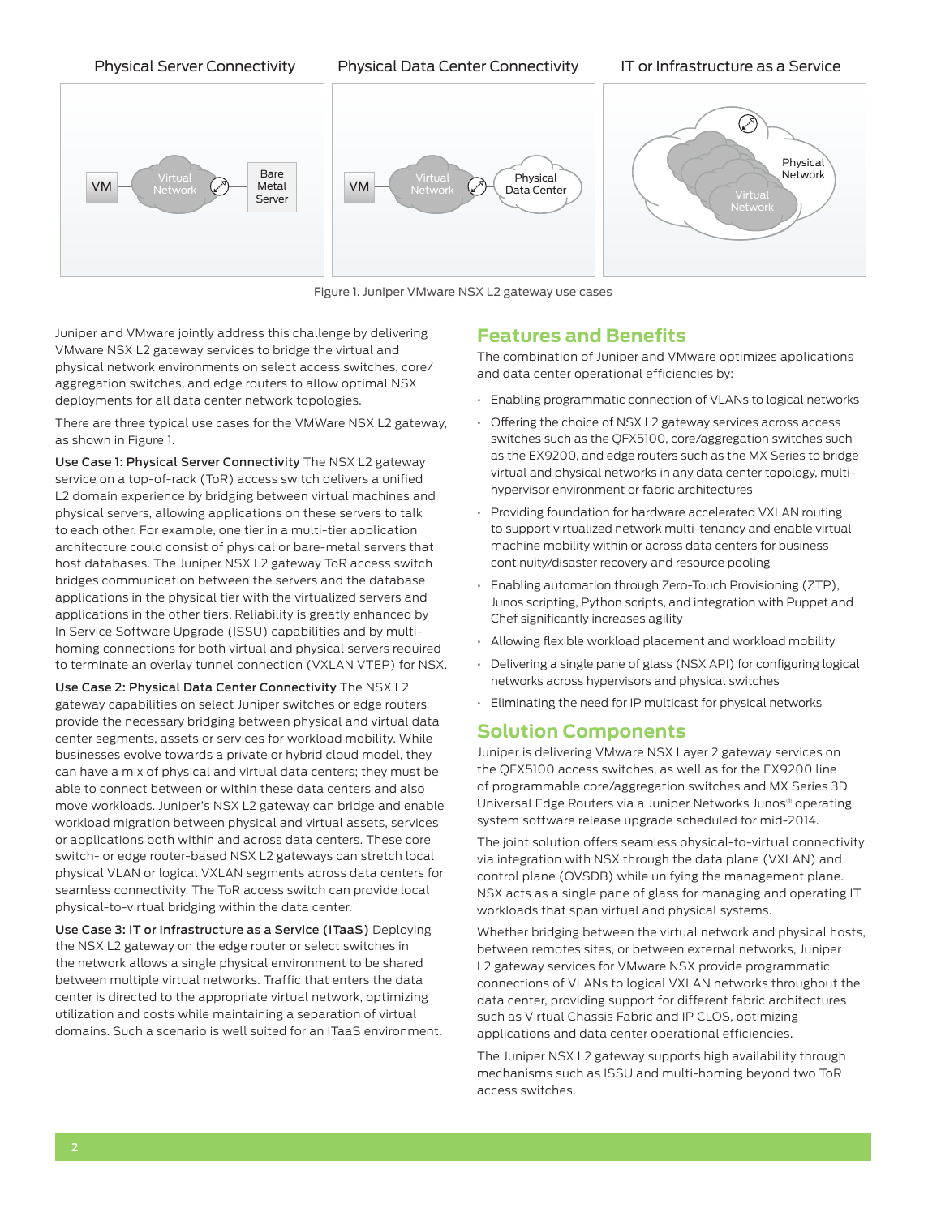Physical Server Connectivity | Physical Data Center Connectivity | IT or Infrastructure as a Service

Figure 1. Juniper VMware NSX L2 gateway use cases

Juniper and VMware jointly address this challenge by delivering VMware NSX L2 gateway services to bridge the virtual and physical network environments on select access switches, core/aggregation switches, and edge routers to allow optimal NSX deployments for all data center network topologies.

There are three typical use cases for the VMWare NSX L2 gateway, as shown in Figure 1.

**Use Case 1: Physical Server Connectivity** The NSX L2 gateway service on a top-of-rack (ToR) access switch delivers a unified L2 domain experience by bridging between virtual machines and physical servers, allowing applications on these servers to talk to each other. For example, one tier in a multi-tier application architecture could consist of physical or bare-metal servers that host databases. The Juniper NSX L2 gateway ToR access switch bridges communication between the servers and the database applications in the physical tier with the virtualized servers and applications in the other tiers. Reliability is greatly enhanced by In Service Software Upgrade (ISSU) capabilities and by multi-homing connections for both virtual and physical servers required to terminate an overlay tunnel connection (VXLAN VTEP) for NSX.

**Use Case 2: Physical Data Center Connectivity** The NSX L2 gateway capabilities on select Juniper switches or edge routers provide the necessary bridging between physical and virtual data center segments, assets or services for workload mobility. While businesses evolve towards a private or hybrid cloud model, they can have a mix of physical and virtual data centers; they must be able to connect between or within these data centers and also move workloads. Juniper's NSX L2 gateway can bridge and enable workload migration between physical and virtual assets, services or applications both within and across data centers. These core switch- or edge router-based NSX L2 gateways can stretch local physical VLAN or logical VXLAN segments across data centers for seamless connectivity. The ToR access switch can provide local physical-to-virtual bridging within the data center.

**Use Case 3: IT or Infrastructure as a Service (ITaaS)** Deploying the NSX L2 gateway on the edge router or select switches in the network allows a single physical environment to be shared between multiple virtual networks. Traffic that enters the data center is directed to the appropriate virtual network, optimizing utilization and costs while maintaining a separation of virtual domains. Such a scenario is well suited for an ITaaS environment.

## Features and Benefits

The combination of Juniper and VMware optimizes applications and data center operational efficiencies by:

- Enabling programmatic connection of VLANs to logical networks
- Offering the choice of NSX L2 gateway services across access switches such as the QFX5100, core/aggregation switches such as the EX9200, and edge routers such as the MX Series to bridge virtual and physical networks in any data center topology, multi-hypervisor environment or fabric architectures
- Providing foundation for hardware accelerated VXLAN routing to support virtualized network multi-tenancy and enable virtual machine mobility within or across data centers for business continuity/disaster recovery and resource pooling
- Enabling automation through Zero-Touch Provisioning (ZTP), Junos scripting, Python scripts, and integration with Puppet and Chef significantly increases agility
- Allowing flexible workload placement and workload mobility
- Delivering a single pane of glass (NSX API) for configuring logical networks across hypervisors and physical switches
- Eliminating the need for IP multicast for physical networks

## Solution Components

Juniper is delivering VMware NSX Layer 2 gateway services on the QFX5100 access switches, as well as for the EX9200 line of programmable core/aggregation switches and MX Series 3D Universal Edge Routers via a Juniper Networks Junos® operating system software release upgrade scheduled for mid-2014.

The joint solution offers seamless physical-to-virtual connectivity via integration with NSX through the data plane (VXLAN) and control plane (OVSDB) while unifying the management plane. NSX acts as a single pane of glass for managing and operating IT workloads that span virtual and physical systems.

Whether bridging between the virtual network and physical hosts, between remotes sites, or between external networks, Juniper L2 gateway services for VMware NSX provide programmatic connections of VLANs to logical VXLAN networks throughout the data center, providing support for different fabric architectures such as Virtual Chassis Fabric and IP CLOS, optimizing applications and data center operational efficiencies.

The Juniper NSX L2 gateway supports high availability through mechanisms such as ISSU and multi-homing beyond two ToR access switches.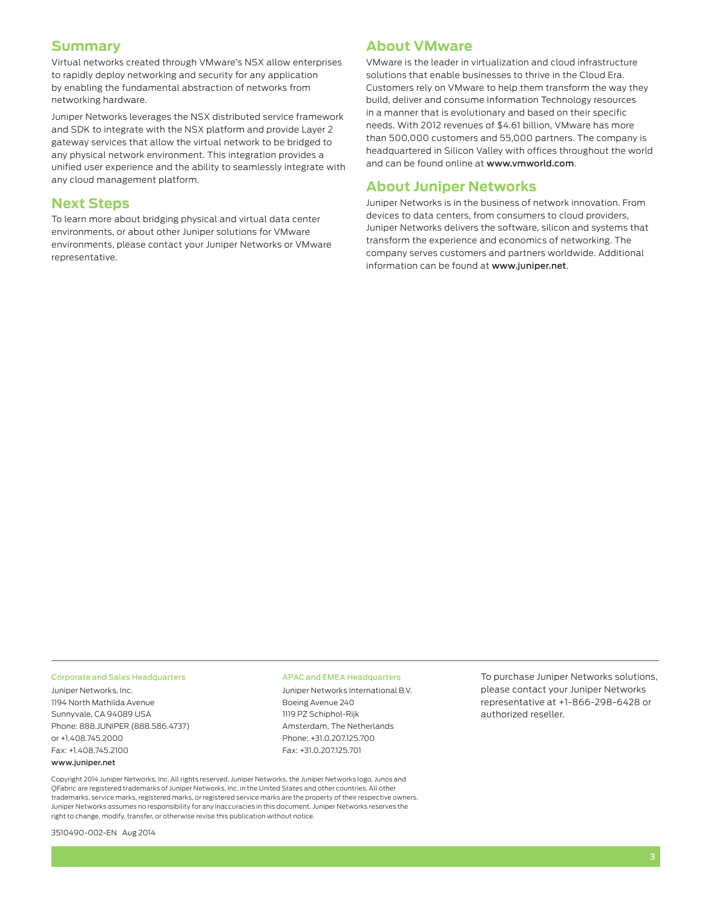## Summary

Virtual networks created through VMware's NSX allow enterprises to rapidly deploy networking and security for any application by enabling the fundamental abstraction of networks from networking hardware.

Juniper Networks leverages the NSX distributed service framework and SDK to integrate with the NSX platform and provide Layer 2 gateway services that allow the virtual network to be bridged to any physical network environment. This integration provides a unified user experience and the ability to seamlessly integrate with any cloud management platform.

## Next Steps

To learn more about bridging physical and virtual data center environments, or about other Juniper solutions for VMware environments, please contact your Juniper Networks or VMware representative.

## About VMware

VMware is the leader in virtualization and cloud infrastructure solutions that enable businesses to thrive in the Cloud Era. Customers rely on VMware to help them transform the way they build, deliver and consume Information Technology resources in a manner that is evolutionary and based on their specific needs. With 2012 revenues of $4.61 billion, VMware has more than 500,000 customers and 55,000 partners. The company is headquartered in Silicon Valley with offices throughout the world and can be found online at **www.vmworld.com**.

## About Juniper Networks

Juniper Networks is in the business of network innovation. From devices to data centers, from consumers to cloud providers, Juniper Networks delivers the software, silicon and systems that transform the experience and economics of networking. The company serves customers and partners worldwide. Additional information can be found at **www.juniper.net**.

**Corporate and Sales Headquarters**
Juniper Networks, Inc.
1194 North Mathilda Avenue
Sunnyvale, CA 94089 USA
Phone: 888.JUNIPER (888.586.4737)
or +1.408.745.2000
Fax: +1.408.745.2100
**www.juniper.net**

**APAC and EMEA Headquarters**
Juniper Networks International B.V.
Boeing Avenue 240
1119 PZ Schiphol-Rijk
Amsterdam, The Netherlands
Phone: +31.0.207.125.700
Fax: +31.0.207.125.701

To purchase Juniper Networks solutions, please contact your Juniper Networks representative at +1-866-298-6428 or authorized reseller.

Copyright 2014 Juniper Networks, Inc. All rights reserved. Juniper Networks, the Juniper Networks logo, Junos and QFabric are registered trademarks of Juniper Networks, Inc. in the United States and other countries. All other trademarks, service marks, registered marks, or registered service marks are the property of their respective owners. Juniper Networks assumes no responsibility for any inaccuracies in this document. Juniper Networks reserves the right to change, modify, transfer, or otherwise revise this publication without notice.

3510490-002-EN Aug 2014